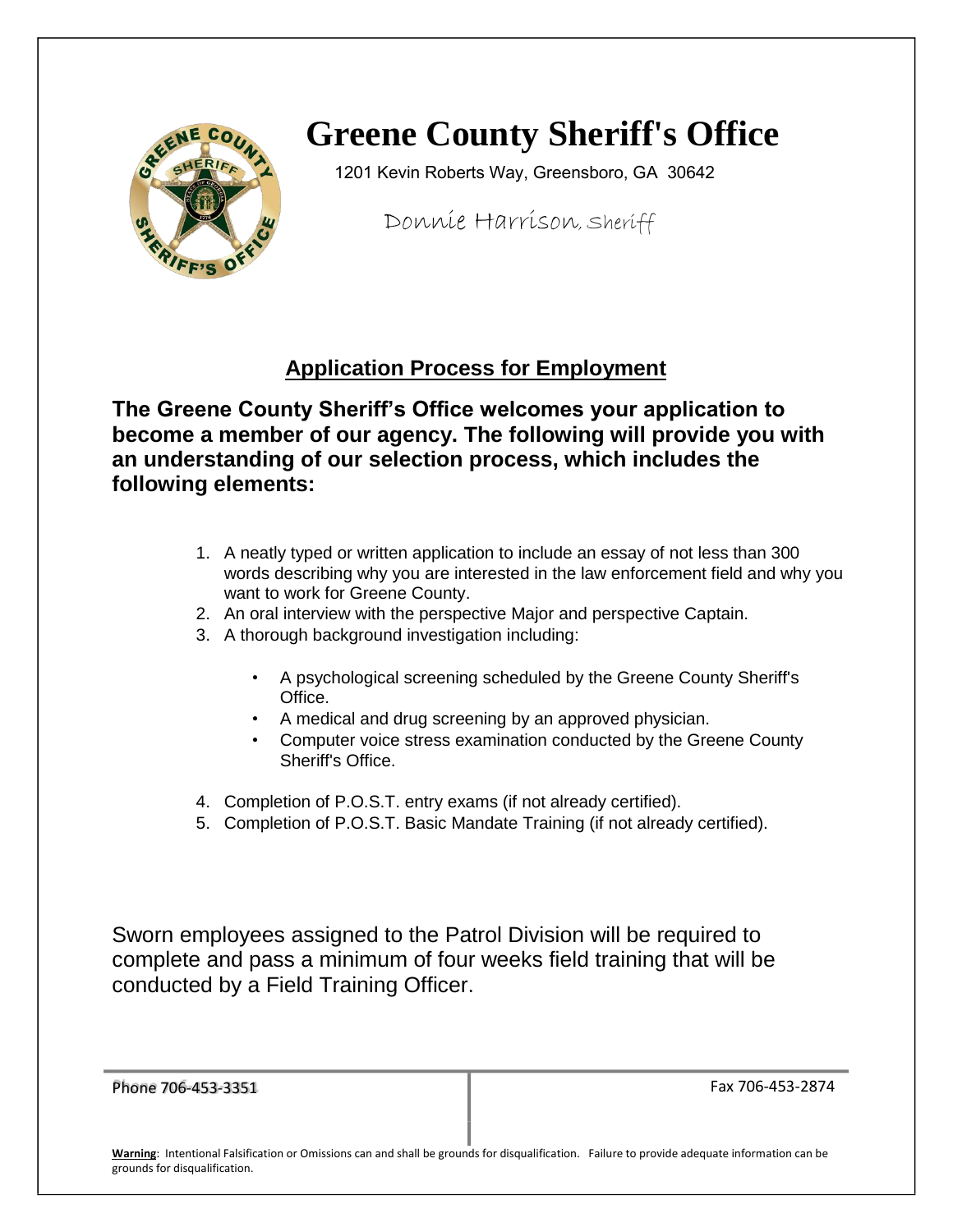# Greene County Sheriff's Office

1201 Kevin Roberts Way, Greensboro, GA 30642

Donnie Harrison, Sheriff

## Application Process for Employment

**The Greene County Sheriff's Office welcomes your application to become a member of our agency. The following will provide you with an understanding of our selection process, which includes the following elements:**

1. A neatly typed or written application to include an essay of not less than 300 words describing why you are interested in the law enforcement field and why you want to work for Greene County.
2. An oral interview with the perspective Major and perspective Captain.
3. A thorough background investigation including:
   - A psychological screening scheduled by the Greene County Sheriff's Office.
   - A medical and drug screening by an approved physician.
   - Computer voice stress examination conducted by the Greene County Sheriff's Office.
4. Completion of P.O.S.T. entry exams (if not already certified).
5. Completion of P.O.S.T. Basic Mandate Training (if not already certified).

Sworn employees assigned to the Patrol Division will be required to complete and pass a minimum of four weeks field training that will be conducted by a Field Training Officer.

Phone 706-453-3351

Fax 706-453-2874

**Warning**: Intentional Falsification or Omissions can and shall be grounds for disqualification. Failure to provide adequate information can be grounds for disqualification.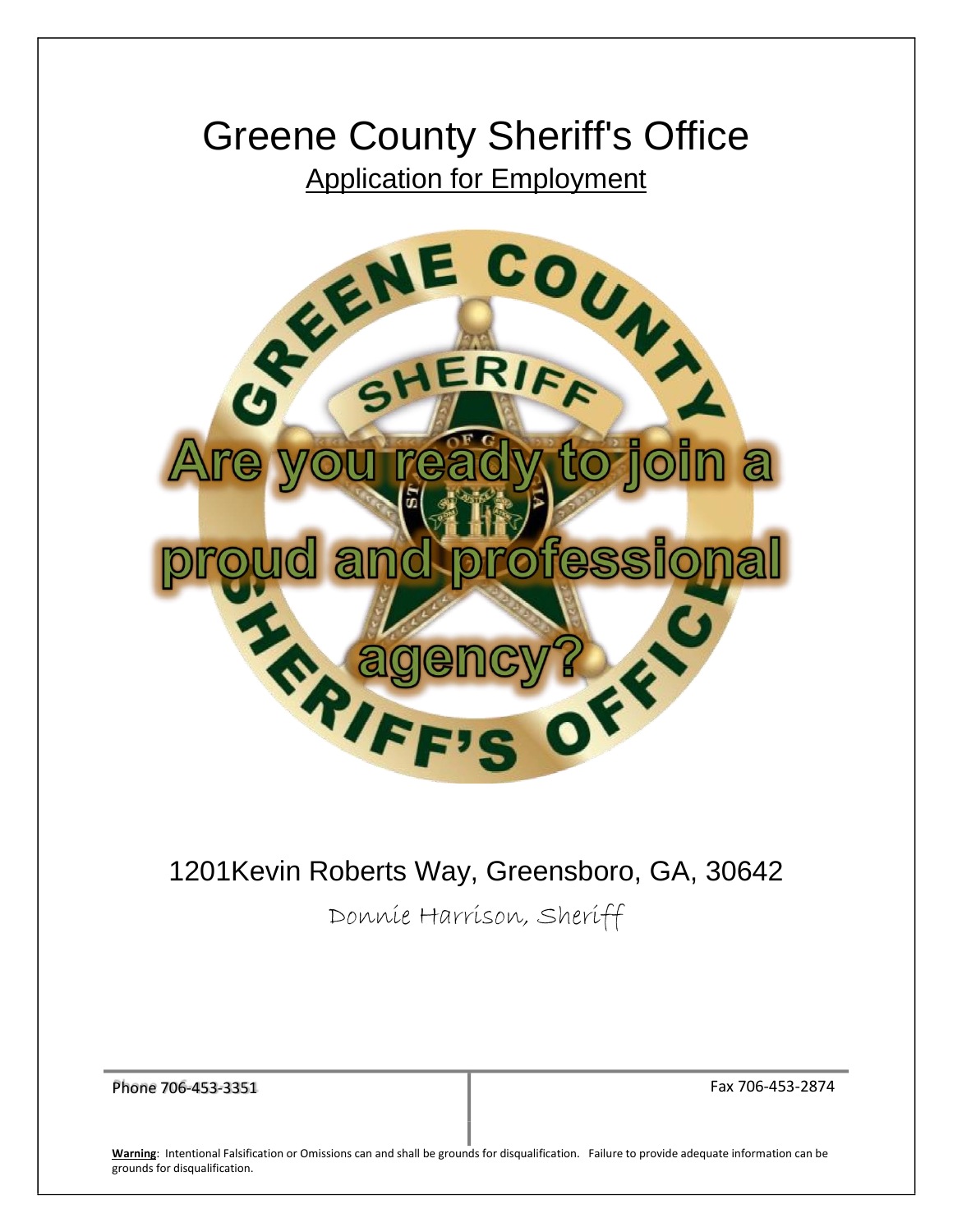# Greene County Sheriff's Office

Application for Employment

Are you ready to join a proud and professional agency?

1201Kevin Roberts Way, Greensboro, GA, 30642

Donnie Harrison, Sheriff

Phone 706-453-3351

Fax 706-453-2874

**Warning**: Intentional Falsification or Omissions can and shall be grounds for disqualification. Failure to provide adequate information can be grounds for disqualification.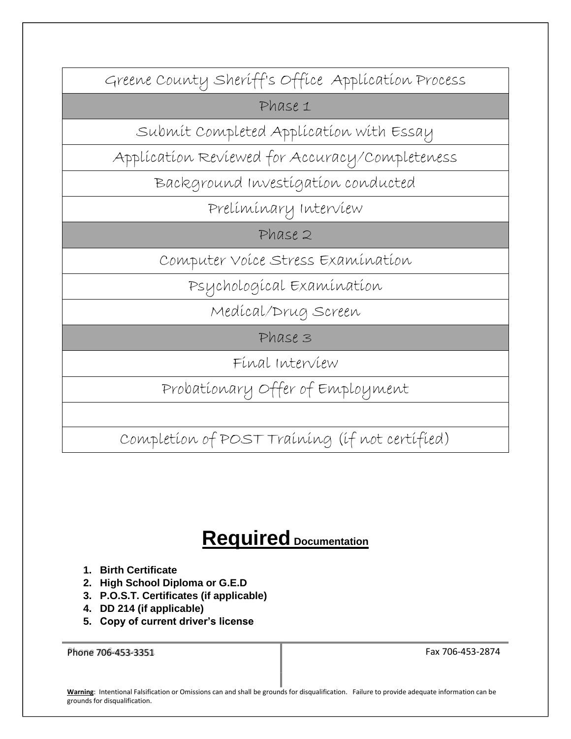| Greene County Sheriff's Office Application Process |
|---|
| Phase 1 |
| Submit Completed Application with Essay |
| Application Reviewed for Accuracy/Completeness |
| Background Investigation conducted |
| Preliminary Interview |
| Phase 2 |
| Computer Voice Stress Examination |
| Psychological Examination |
| Medical/Drug Screen |
| Phase 3 |
| Final Interview |
| Probationary Offer of Employment |
| |
| Completion of POST Training (if not certified) |

# **Required** Documentation

1. **Birth Certificate**
2. **High School Diploma or G.E.D**
3. **P.O.S.T. Certificates (if applicable)**
4. **DD 214 (if applicable)**
5. **Copy of current driver's license**

Phone 706-453-3351

Fax 706-453-2874

**Warning**: Intentional Falsification or Omissions can and shall be grounds for disqualification. Failure to provide adequate information can be grounds for disqualification.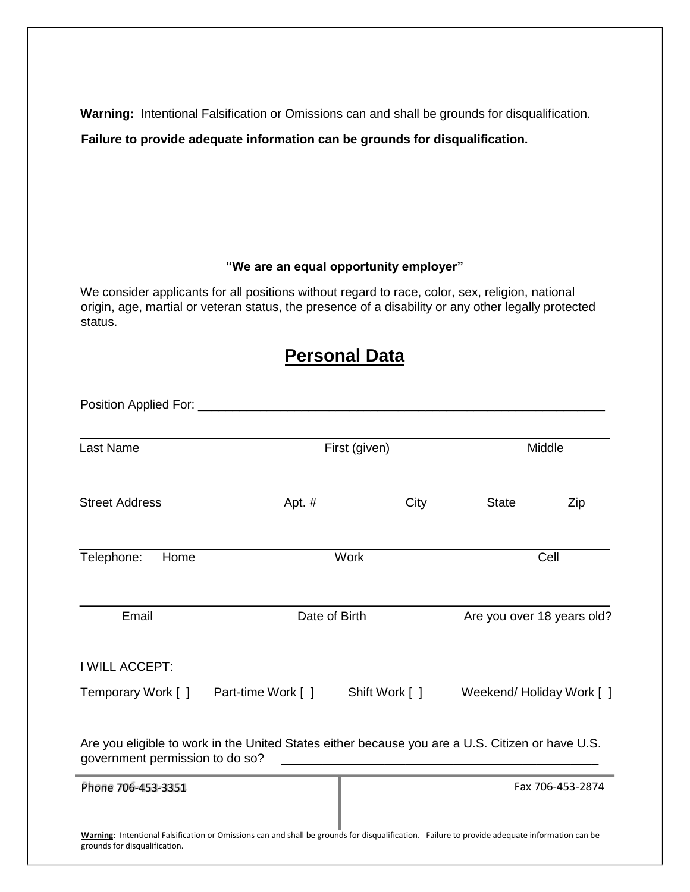**Warning:** Intentional Falsification or Omissions can and shall be grounds for disqualification.

**Failure to provide adequate information can be grounds for disqualification.**

**"We are an equal opportunity employer"**

We consider applicants for all positions without regard to race, color, sex, religion, national origin, age, martial or veteran status, the presence of a disability or any other legally protected status.

## Personal Data

Position Applied For: ___________________________________________________________

| Last Name | First (given) | Middle |
|---|---|---|
| | | |

| Street Address | Apt. # | City | State | Zip |
|---|---|---|---|---|
| | | | | |

| Telephone: Home | Work | Cell |
|---|---|---|
| | | |

| Email | Date of Birth | Are you over 18 years old? |
|---|---|---|
| | | |

I WILL ACCEPT:

Temporary Work [ ]    Part-time Work [ ]    Shift Work [ ]    Weekend/ Holiday Work [ ]

Are you eligible to work in the United States either because you are a U.S. Citizen or have U.S. government permission to do so? _______________________________________________

Phone 706-453-3351

Fax 706-453-2874

**Warning**: Intentional Falsification or Omissions can and shall be grounds for disqualification. Failure to provide adequate information can be grounds for disqualification.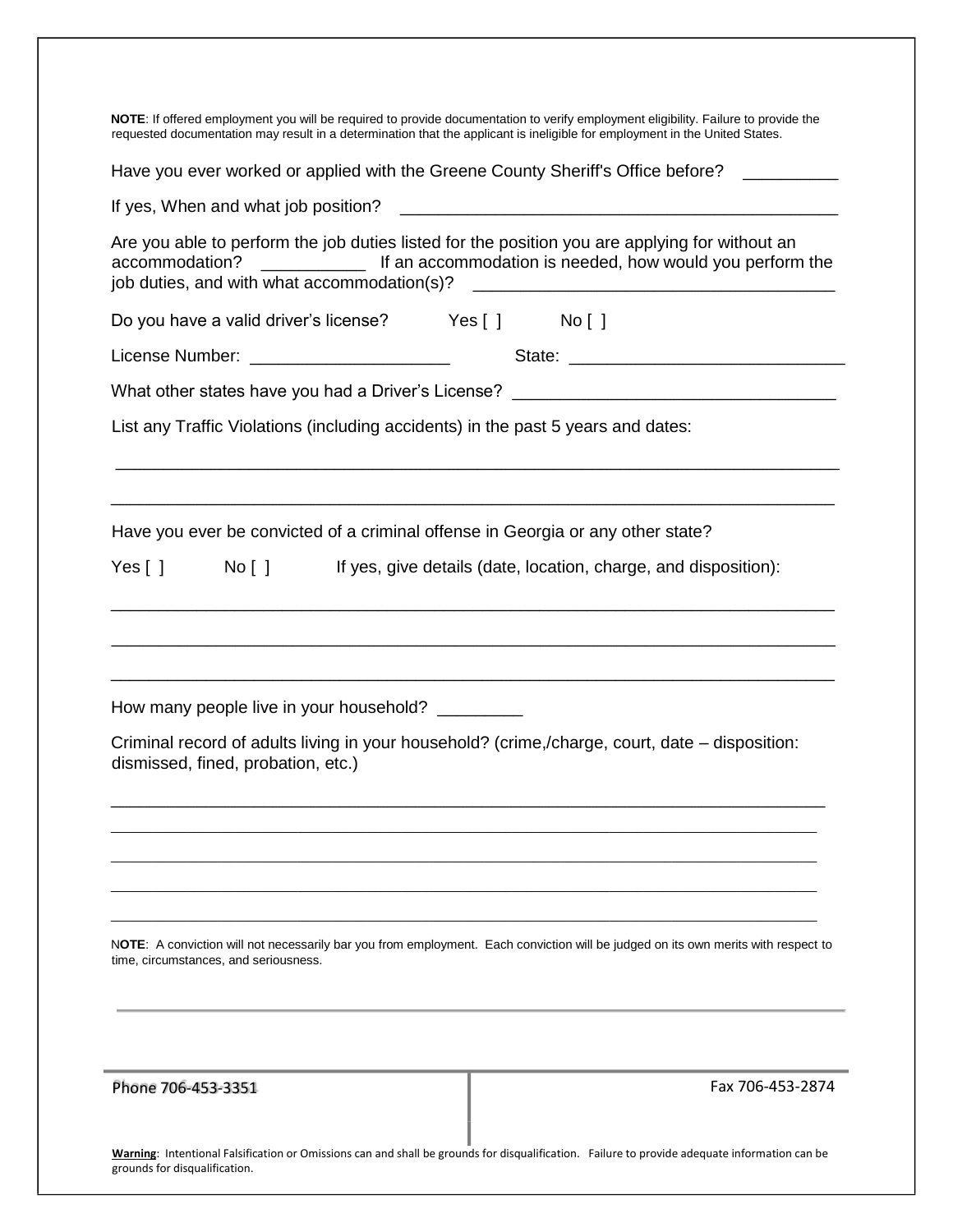**NOTE**: If offered employment you will be required to provide documentation to verify employment eligibility. Failure to provide the requested documentation may result in a determination that the applicant is ineligible for employment in the United States.

Have you ever worked or applied with the Greene County Sheriff's Office before? __________

If yes, When and what job position? ______________________________________________

Are you able to perform the job duties listed for the position you are applying for without an accommodation? ___________ If an accommodation is needed, how would you perform the job duties, and with what accommodation(s)? ______________________________________

Do you have a valid driver's license? Yes [ ] No [ ]

License Number: ____________________ State: ____________________________

What other states have you had a Driver's License? _________________________________

List any Traffic Violations (including accidents) in the past 5 years and dates:

_____________________________________________________________________________

_____________________________________________________________________________

Have you ever be convicted of a criminal offense in Georgia or any other state?

Yes [ ] No [ ] If yes, give details (date, location, charge, and disposition):

_____________________________________________________________________________

_____________________________________________________________________________

_____________________________________________________________________________

How many people live in your household? _________

Criminal record of adults living in your household? (crime,/charge, court, date – disposition: dismissed, fined, probation, etc.)

_____________________________________________________________________________

_____________________________________________________________________________

_____________________________________________________________________________

_____________________________________________________________________________

_____________________________________________________________________________

**NOTE**: A conviction will not necessarily bar you from employment. Each conviction will be judged on its own merits with respect to time, circumstances, and seriousness.

Phone 706-453-3351

Fax 706-453-2874

**Warning**: Intentional Falsification or Omissions can and shall be grounds for disqualification. Failure to provide adequate information can be grounds for disqualification.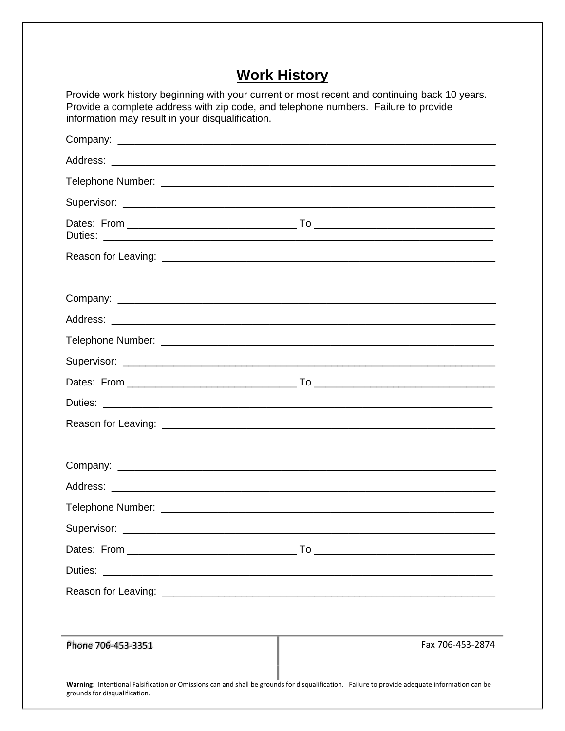## Work History

Provide work history beginning with your current or most recent and continuing back 10 years. Provide a complete address with zip code, and telephone numbers. Failure to provide information may result in your disqualification.

Company: ______________________________________________________________________

Address: _______________________________________________________________________

Telephone Number: ______________________________________________________________

Supervisor: _____________________________________________________________________

Dates: From ______________________________ To _______________________________

Duties: ________________________________________________________________________

Reason for Leaving: _____________________________________________________________

Company: ______________________________________________________________________

Address: _______________________________________________________________________

Telephone Number: ______________________________________________________________

Supervisor: _____________________________________________________________________

Dates: From ______________________________ To _______________________________

Duties: ________________________________________________________________________

Reason for Leaving: _____________________________________________________________

Company: ______________________________________________________________________

Address: _______________________________________________________________________

Telephone Number: ______________________________________________________________

Supervisor: _____________________________________________________________________

Dates: From ______________________________ To _______________________________

Duties: ________________________________________________________________________

Reason for Leaving: _____________________________________________________________

Phone 706-453-3351 | Fax 706-453-2874

**Warning**: Intentional Falsification or Omissions can and shall be grounds for disqualification. Failure to provide adequate information can be grounds for disqualification.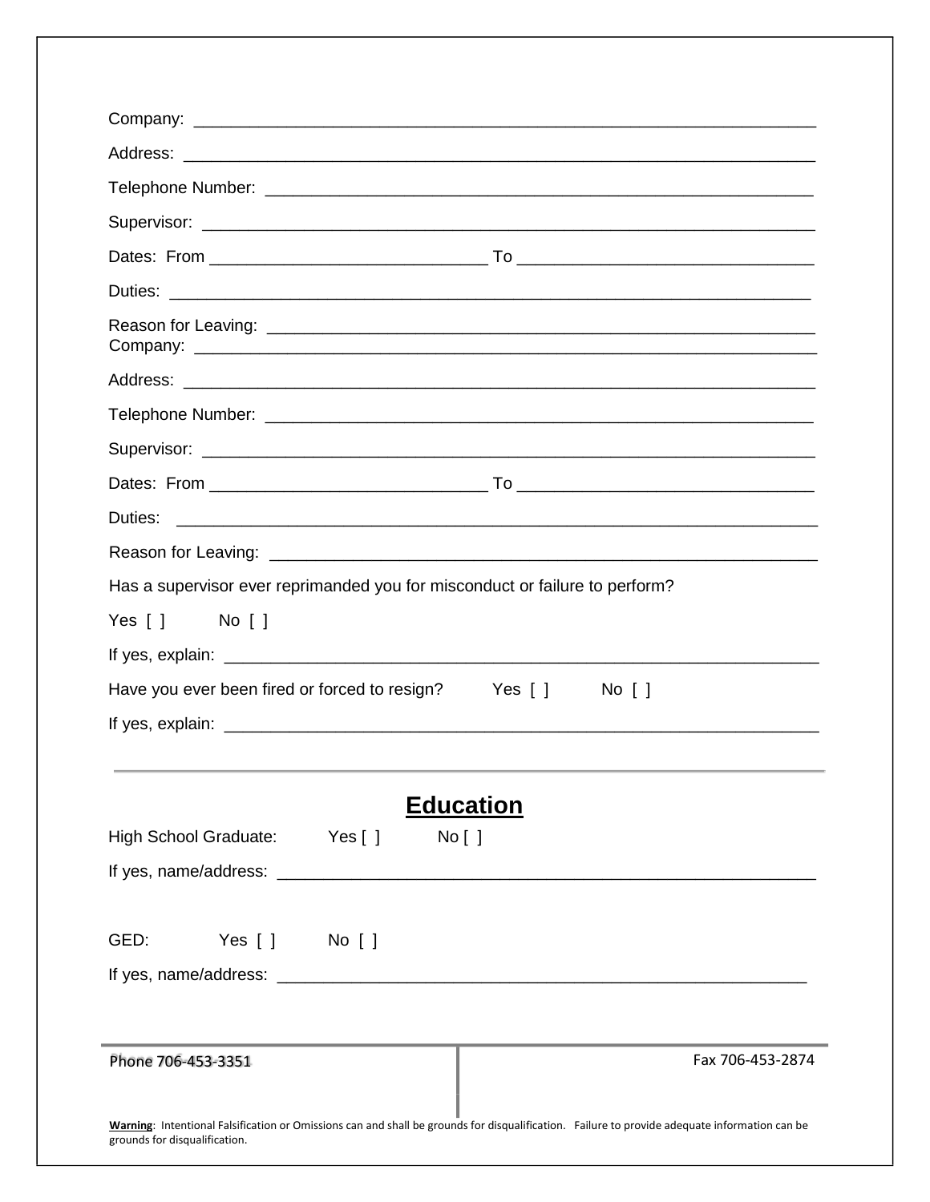Company: ___________________________________________________________________

Address: ___________________________________________________________________

Telephone Number: ___________________________________________________________

Supervisor: _________________________________________________________________

Dates: From ______________________________ To _______________________________

Duties: ____________________________________________________________________

Reason for Leaving: ___________________________________________________________

Company: ___________________________________________________________________

Address: ___________________________________________________________________

Telephone Number: ___________________________________________________________

Supervisor: _________________________________________________________________

Dates: From ______________________________ To _______________________________

Duties: ____________________________________________________________________

Reason for Leaving: ___________________________________________________________

Has a supervisor ever reprimanded you for misconduct or failure to perform?

Yes [ ]   No [ ]

If yes, explain: _______________________________________________________________

Have you ever been fired or forced to resign?   Yes [ ]   No [ ]

If yes, explain: _______________________________________________________________

---

## Education

High School Graduate:   Yes [ ]   No [ ]

If yes, name/address: __________________________________________________________

GED:   Yes [ ]   No [ ]

If yes, name/address: __________________________________________________________

Phone 706-453-3351   Fax 706-453-2874

**Warning**: Intentional Falsification or Omissions can and shall be grounds for disqualification. Failure to provide adequate information can be grounds for disqualification.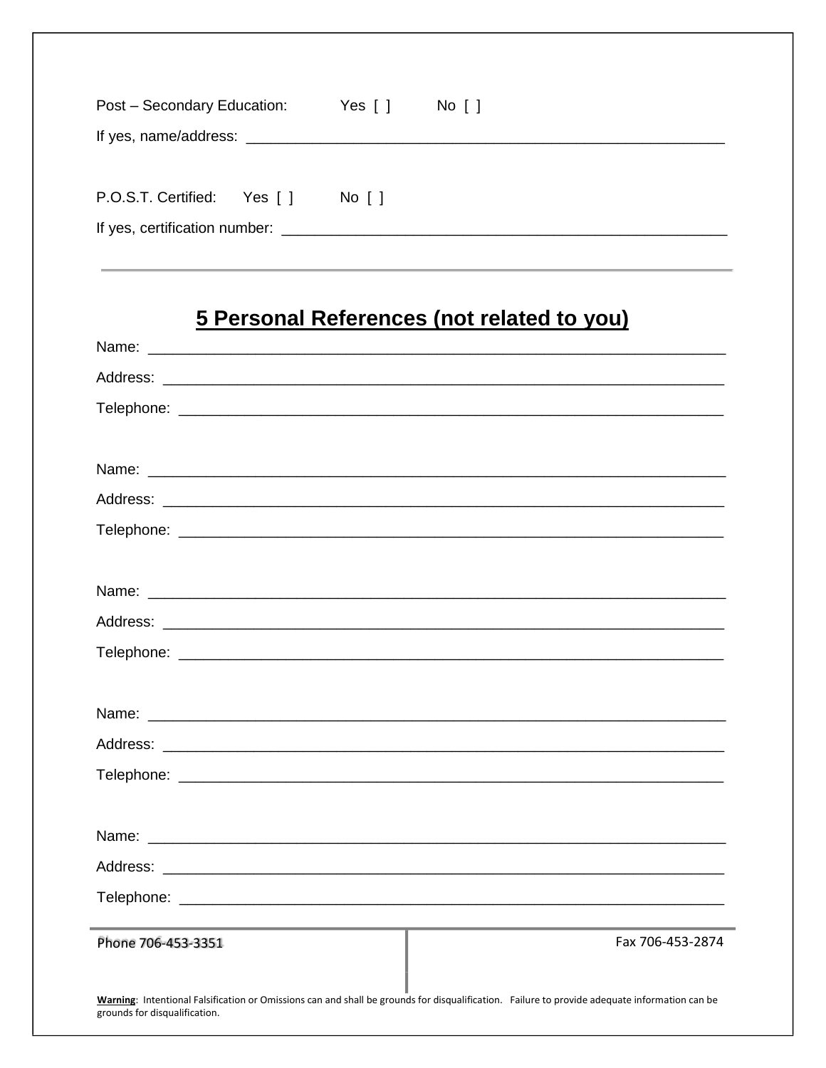Post – Secondary Education: Yes [ ] No [ ]

If yes, name/address: ___________________________________________________________

P.O.S.T. Certified: Yes [ ] No [ ]

If yes, certification number: ______________________________________________________

---

## 5 Personal References (not related to you)

Name: ________________________________________________________________________

Address: ______________________________________________________________________

Telephone: ____________________________________________________________________

Name: ________________________________________________________________________

Address: ______________________________________________________________________

Telephone: ____________________________________________________________________

Name: ________________________________________________________________________

Address: ______________________________________________________________________

Telephone: ____________________________________________________________________

Name: ________________________________________________________________________

Address: ______________________________________________________________________

Telephone: ____________________________________________________________________

Name: ________________________________________________________________________

Address: ______________________________________________________________________

Telephone: ____________________________________________________________________

Phone 706-453-3351 | Fax 706-453-2874

**Warning**: Intentional Falsification or Omissions can and shall be grounds for disqualification. Failure to provide adequate information can be grounds for disqualification.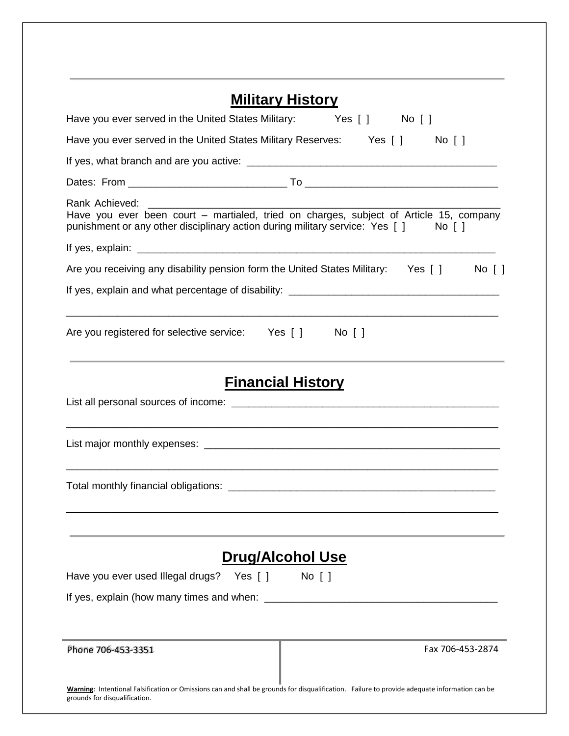## Military History

Have you ever served in the United States Military: Yes [ ] No [ ]

Have you ever served in the United States Military Reserves: Yes [ ] No [ ]

If yes, what branch and are you active: ____________________________________________

Dates: From ____________________________ To __________________________________

Rank Achieved: ______________________________________________________________

Have you ever been court – martialed, tried on charges, subject of Article 15, company punishment or any other disciplinary action during military service: Yes [ ] No [ ]

If yes, explain: ________________________________________________________________

Are you receiving any disability pension form the United States Military: Yes [ ] No [ ]

If yes, explain and what percentage of disability: ____________________________________

__________________________________________________________________________

Are you registered for selective service: Yes [ ] No [ ]

## Financial History

List all personal sources of income: ______________________________________________

__________________________________________________________________________

List major monthly expenses: ___________________________________________________

__________________________________________________________________________

Total monthly financial obligations: _______________________________________________

__________________________________________________________________________

## Drug/Alcohol Use

Have you ever used Illegal drugs? Yes [ ] No [ ]

If yes, explain (how many times and when: ________________________________________

Phone 706-453-3351

Fax 706-453-2874

**Warning**: Intentional Falsification or Omissions can and shall be grounds for disqualification. Failure to provide adequate information can be grounds for disqualification.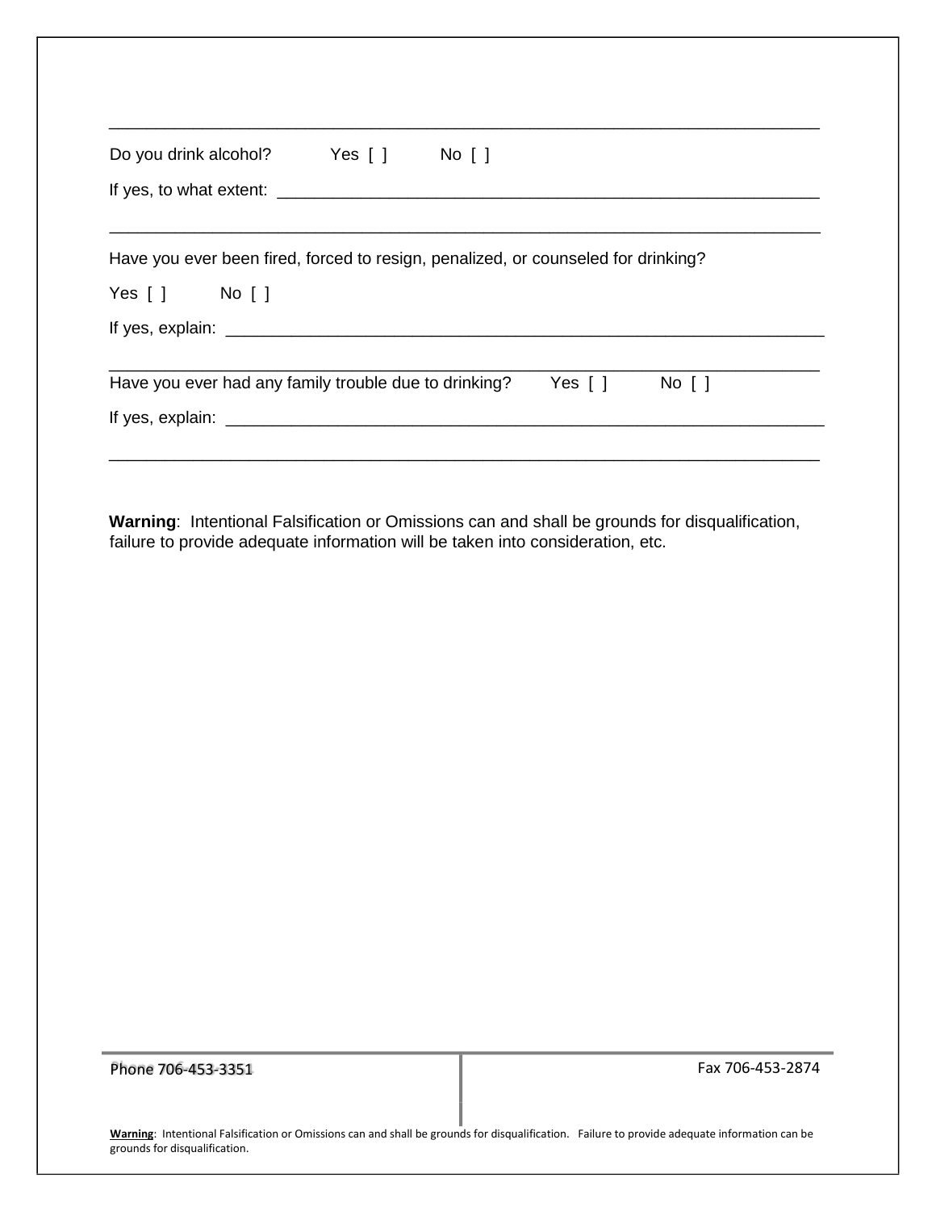\_\_\_\_\_\_\_\_\_\_\_\_\_\_\_\_\_\_\_\_\_\_\_\_\_\_\_\_\_\_\_\_\_\_\_\_\_\_\_\_\_\_\_\_\_\_\_\_\_\_\_\_\_\_\_\_\_\_\_\_\_\_\_\_\_\_\_\_\_\_\_\_\_\_

Do you drink alcohol? Yes [ ] No [ ]

If yes, to what extent: \_\_\_\_\_\_\_\_\_\_\_\_\_\_\_\_\_\_\_\_\_\_\_\_\_\_\_\_\_\_\_\_\_\_\_\_\_\_\_\_\_\_\_\_\_\_\_\_\_\_\_\_\_\_\_\_\_\_

\_\_\_\_\_\_\_\_\_\_\_\_\_\_\_\_\_\_\_\_\_\_\_\_\_\_\_\_\_\_\_\_\_\_\_\_\_\_\_\_\_\_\_\_\_\_\_\_\_\_\_\_\_\_\_\_\_\_\_\_\_\_\_\_\_\_\_\_\_\_\_\_\_\_

Have you ever been fired, forced to resign, penalized, or counseled for drinking?

Yes [ ] No [ ]

If yes, explain: \_\_\_\_\_\_\_\_\_\_\_\_\_\_\_\_\_\_\_\_\_\_\_\_\_\_\_\_\_\_\_\_\_\_\_\_\_\_\_\_\_\_\_\_\_\_\_\_\_\_\_\_\_\_\_\_\_\_\_\_\_\_\_

\_\_\_\_\_\_\_\_\_\_\_\_\_\_\_\_\_\_\_\_\_\_\_\_\_\_\_\_\_\_\_\_\_\_\_\_\_\_\_\_\_\_\_\_\_\_\_\_\_\_\_\_\_\_\_\_\_\_\_\_\_\_\_\_\_\_\_\_\_\_\_\_\_\_

Have you ever had any family trouble due to drinking? Yes [ ] No [ ]

If yes, explain: \_\_\_\_\_\_\_\_\_\_\_\_\_\_\_\_\_\_\_\_\_\_\_\_\_\_\_\_\_\_\_\_\_\_\_\_\_\_\_\_\_\_\_\_\_\_\_\_\_\_\_\_\_\_\_\_\_\_\_\_\_\_\_

\_\_\_\_\_\_\_\_\_\_\_\_\_\_\_\_\_\_\_\_\_\_\_\_\_\_\_\_\_\_\_\_\_\_\_\_\_\_\_\_\_\_\_\_\_\_\_\_\_\_\_\_\_\_\_\_\_\_\_\_\_\_\_\_\_\_\_\_\_\_\_\_\_\_

**Warning**: Intentional Falsification or Omissions can and shall be grounds for disqualification, failure to provide adequate information will be taken into consideration, etc.

Phone 706-453-3351

Fax 706-453-2874

**Warning**: Intentional Falsification or Omissions can and shall be grounds for disqualification. Failure to provide adequate information can be grounds for disqualification.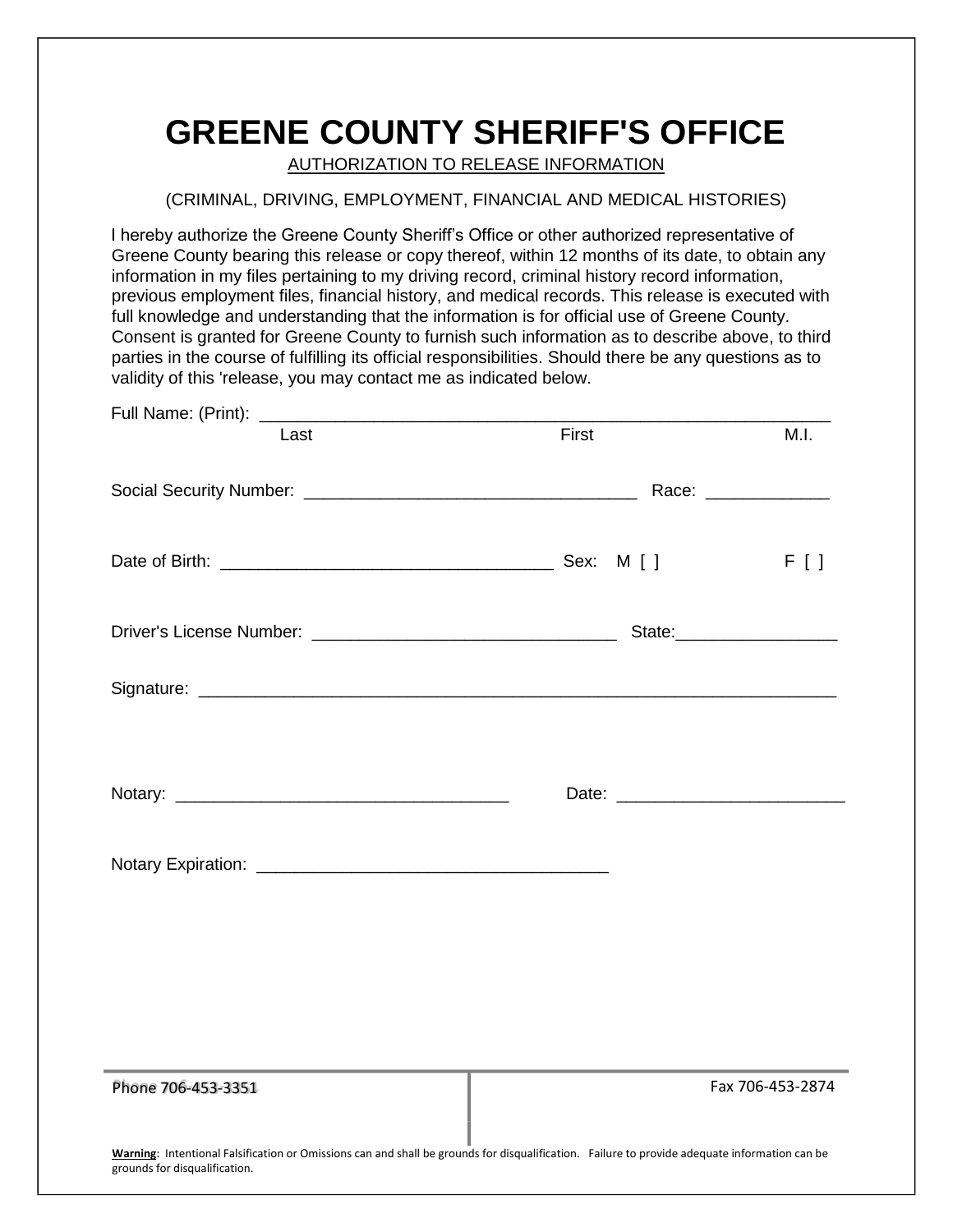# GREENE COUNTY SHERIFF'S OFFICE

AUTHORIZATION TO RELEASE INFORMATION

(CRIMINAL, DRIVING, EMPLOYMENT, FINANCIAL AND MEDICAL HISTORIES)

I hereby authorize the Greene County Sheriff's Office or other authorized representative of Greene County bearing this release or copy thereof, within 12 months of its date, to obtain any information in my files pertaining to my driving record, criminal history record information, previous employment files, financial history, and medical records. This release is executed with full knowledge and understanding that the information is for official use of Greene County. Consent is granted for Greene County to furnish such information as to describe above, to third parties in the course of fulfilling its official responsibilities. Should there be any questions as to validity of this 'release, you may contact me as indicated below.

Full Name: (Print): ____________________________________________________________
Last First M.I.

Social Security Number: ___________________________________ Race: ____________

Date of Birth: __________________________________ Sex: M [ ] F [ ]

Driver's License Number: _______________________________ State:________________

Signature: ___________________________________________________________________

Notary: __________________________________ Date: _______________________

Notary Expiration: ____________________________________

Phone 706-453-3351

Fax 706-453-2874

**Warning**: Intentional Falsification or Omissions can and shall be grounds for disqualification. Failure to provide adequate information can be grounds for disqualification.